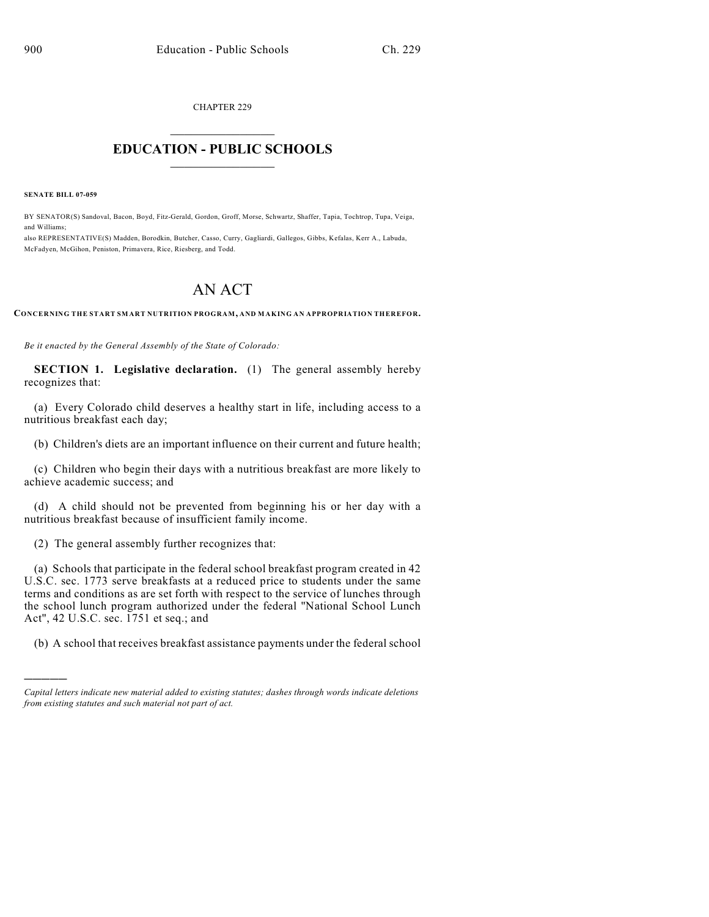CHAPTER 229

# EDUCATION - PUBLIC SCHOOLS

**SENATE BILL 07-059**

BY SENATOR(S) Sandoval, Bacon, Boyd, Fitz-Gerald, Gordon, Groff, Morse, Schwartz, Shaffer, Tapia, Tochtrop, Tupa, Veiga, and Williams;
also REPRESENTATIVE(S) Madden, Borodkin, Butcher, Casso, Curry, Gagliardi, Gallegos, Gibbs, Kefalas, Kerr A., Labuda, McFadyen, McGihon, Peniston, Primavera, Rice, Riesberg, and Todd.

# AN ACT

**CONCERNING THE START SMART NUTRITION PROGRAM, AND MAKING AN APPROPRIATION THEREFOR.**

*Be it enacted by the General Assembly of the State of Colorado:*

**SECTION 1. Legislative declaration.** (1) The general assembly hereby recognizes that:

(a) Every Colorado child deserves a healthy start in life, including access to a nutritious breakfast each day;

(b) Children's diets are an important influence on their current and future health;

(c) Children who begin their days with a nutritious breakfast are more likely to achieve academic success; and

(d) A child should not be prevented from beginning his or her day with a nutritious breakfast because of insufficient family income.

(2) The general assembly further recognizes that:

(a) Schools that participate in the federal school breakfast program created in 42 U.S.C. sec. 1773 serve breakfasts at a reduced price to students under the same terms and conditions as are set forth with respect to the service of lunches through the school lunch program authorized under the federal "National School Lunch Act", 42 U.S.C. sec. 1751 et seq.; and

(b) A school that receives breakfast assistance payments under the federal school

---

*Capital letters indicate new material added to existing statutes; dashes through words indicate deletions from existing statutes and such material not part of act.*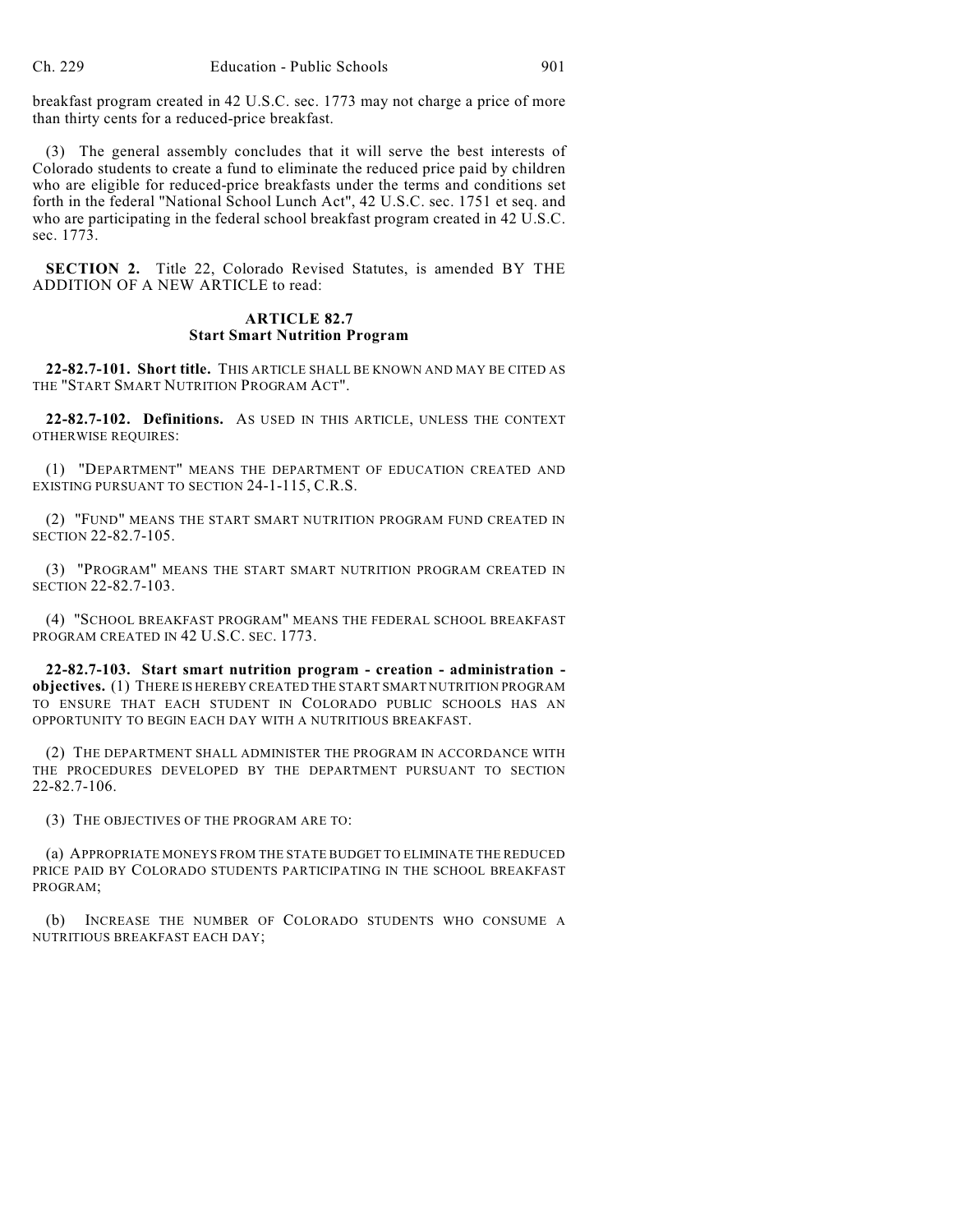breakfast program created in 42 U.S.C. sec. 1773 may not charge a price of more than thirty cents for a reduced-price breakfast.

(3) The general assembly concludes that it will serve the best interests of Colorado students to create a fund to eliminate the reduced price paid by children who are eligible for reduced-price breakfasts under the terms and conditions set forth in the federal "National School Lunch Act", 42 U.S.C. sec. 1751 et seq. and who are participating in the federal school breakfast program created in 42 U.S.C. sec. 1773.

**SECTION 2.** Title 22, Colorado Revised Statutes, is amended BY THE ADDITION OF A NEW ARTICLE to read:

## ARTICLE 82.7
## Start Smart Nutrition Program

**22-82.7-101. Short title.** THIS ARTICLE SHALL BE KNOWN AND MAY BE CITED AS THE "START SMART NUTRITION PROGRAM ACT".

**22-82.7-102. Definitions.** AS USED IN THIS ARTICLE, UNLESS THE CONTEXT OTHERWISE REQUIRES:

(1) "DEPARTMENT" MEANS THE DEPARTMENT OF EDUCATION CREATED AND EXISTING PURSUANT TO SECTION 24-1-115, C.R.S.

(2) "FUND" MEANS THE START SMART NUTRITION PROGRAM FUND CREATED IN SECTION 22-82.7-105.

(3) "PROGRAM" MEANS THE START SMART NUTRITION PROGRAM CREATED IN SECTION 22-82.7-103.

(4) "SCHOOL BREAKFAST PROGRAM" MEANS THE FEDERAL SCHOOL BREAKFAST PROGRAM CREATED IN 42 U.S.C. SEC. 1773.

**22-82.7-103. Start smart nutrition program - creation - administration - objectives.** (1) THERE IS HEREBY CREATED THE START SMART NUTRITION PROGRAM TO ENSURE THAT EACH STUDENT IN COLORADO PUBLIC SCHOOLS HAS AN OPPORTUNITY TO BEGIN EACH DAY WITH A NUTRITIOUS BREAKFAST.

(2) THE DEPARTMENT SHALL ADMINISTER THE PROGRAM IN ACCORDANCE WITH THE PROCEDURES DEVELOPED BY THE DEPARTMENT PURSUANT TO SECTION 22-82.7-106.

(3) THE OBJECTIVES OF THE PROGRAM ARE TO:

(a) APPROPRIATE MONEYS FROM THE STATE BUDGET TO ELIMINATE THE REDUCED PRICE PAID BY COLORADO STUDENTS PARTICIPATING IN THE SCHOOL BREAKFAST PROGRAM;

(b) INCREASE THE NUMBER OF COLORADO STUDENTS WHO CONSUME A NUTRITIOUS BREAKFAST EACH DAY;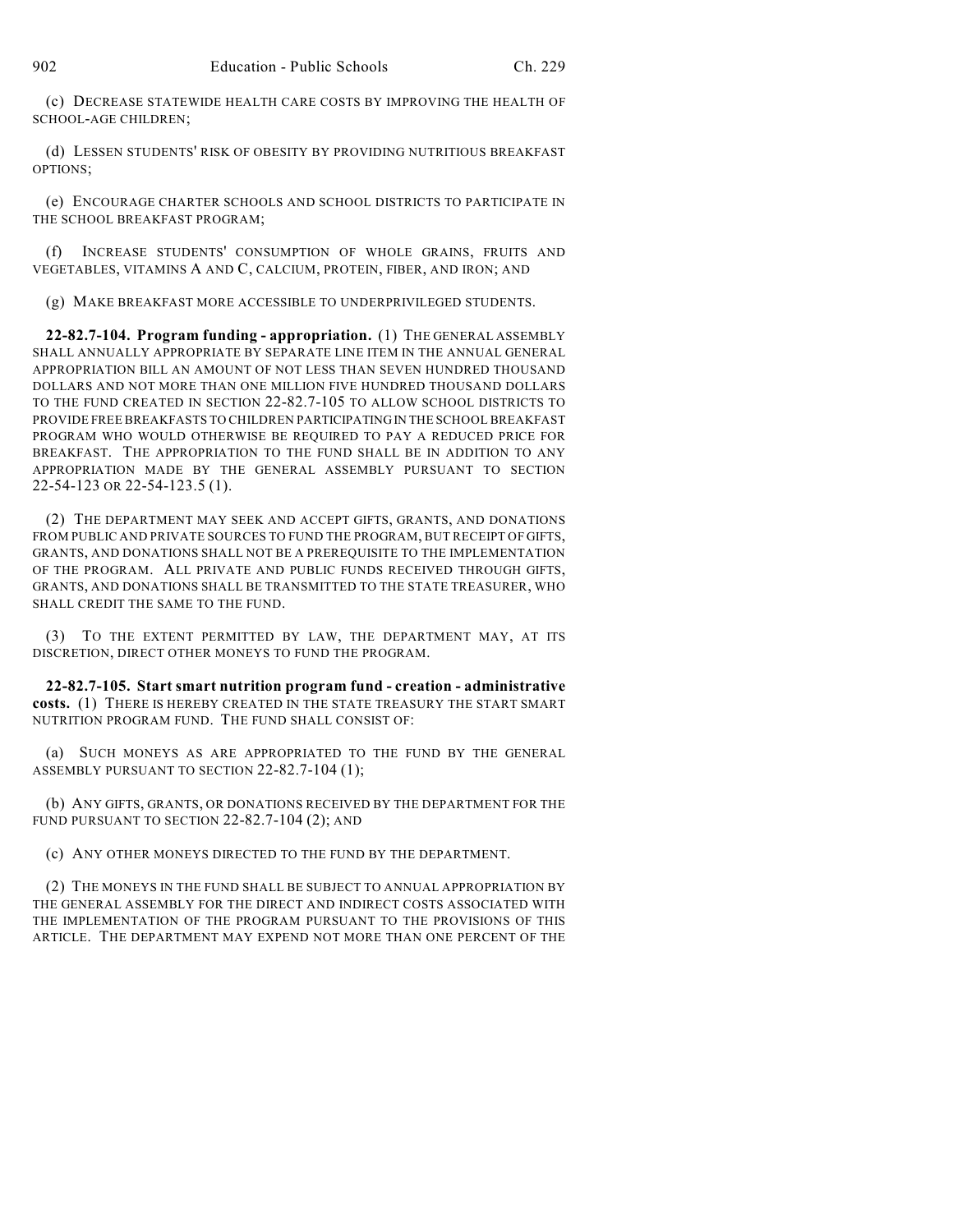(c) DECREASE STATEWIDE HEALTH CARE COSTS BY IMPROVING THE HEALTH OF SCHOOL-AGE CHILDREN;

(d) LESSEN STUDENTS' RISK OF OBESITY BY PROVIDING NUTRITIOUS BREAKFAST OPTIONS;

(e) ENCOURAGE CHARTER SCHOOLS AND SCHOOL DISTRICTS TO PARTICIPATE IN THE SCHOOL BREAKFAST PROGRAM;

(f) INCREASE STUDENTS' CONSUMPTION OF WHOLE GRAINS, FRUITS AND VEGETABLES, VITAMINS A AND C, CALCIUM, PROTEIN, FIBER, AND IRON; AND

(g) MAKE BREAKFAST MORE ACCESSIBLE TO UNDERPRIVILEGED STUDENTS.

**22-82.7-104. Program funding - appropriation.** (1) THE GENERAL ASSEMBLY SHALL ANNUALLY APPROPRIATE BY SEPARATE LINE ITEM IN THE ANNUAL GENERAL APPROPRIATION BILL AN AMOUNT OF NOT LESS THAN SEVEN HUNDRED THOUSAND DOLLARS AND NOT MORE THAN ONE MILLION FIVE HUNDRED THOUSAND DOLLARS TO THE FUND CREATED IN SECTION 22-82.7-105 TO ALLOW SCHOOL DISTRICTS TO PROVIDE FREE BREAKFASTS TO CHILDREN PARTICIPATING IN THE SCHOOL BREAKFAST PROGRAM WHO WOULD OTHERWISE BE REQUIRED TO PAY A REDUCED PRICE FOR BREAKFAST. THE APPROPRIATION TO THE FUND SHALL BE IN ADDITION TO ANY APPROPRIATION MADE BY THE GENERAL ASSEMBLY PURSUANT TO SECTION 22-54-123 OR 22-54-123.5 (1).

(2) THE DEPARTMENT MAY SEEK AND ACCEPT GIFTS, GRANTS, AND DONATIONS FROM PUBLIC AND PRIVATE SOURCES TO FUND THE PROGRAM, BUT RECEIPT OF GIFTS, GRANTS, AND DONATIONS SHALL NOT BE A PREREQUISITE TO THE IMPLEMENTATION OF THE PROGRAM. ALL PRIVATE AND PUBLIC FUNDS RECEIVED THROUGH GIFTS, GRANTS, AND DONATIONS SHALL BE TRANSMITTED TO THE STATE TREASURER, WHO SHALL CREDIT THE SAME TO THE FUND.

(3) TO THE EXTENT PERMITTED BY LAW, THE DEPARTMENT MAY, AT ITS DISCRETION, DIRECT OTHER MONEYS TO FUND THE PROGRAM.

**22-82.7-105. Start smart nutrition program fund - creation - administrative costs.** (1) THERE IS HEREBY CREATED IN THE STATE TREASURY THE START SMART NUTRITION PROGRAM FUND. THE FUND SHALL CONSIST OF:

(a) SUCH MONEYS AS ARE APPROPRIATED TO THE FUND BY THE GENERAL ASSEMBLY PURSUANT TO SECTION 22-82.7-104 (1);

(b) ANY GIFTS, GRANTS, OR DONATIONS RECEIVED BY THE DEPARTMENT FOR THE FUND PURSUANT TO SECTION 22-82.7-104 (2); AND

(c) ANY OTHER MONEYS DIRECTED TO THE FUND BY THE DEPARTMENT.

(2) THE MONEYS IN THE FUND SHALL BE SUBJECT TO ANNUAL APPROPRIATION BY THE GENERAL ASSEMBLY FOR THE DIRECT AND INDIRECT COSTS ASSOCIATED WITH THE IMPLEMENTATION OF THE PROGRAM PURSUANT TO THE PROVISIONS OF THIS ARTICLE. THE DEPARTMENT MAY EXPEND NOT MORE THAN ONE PERCENT OF THE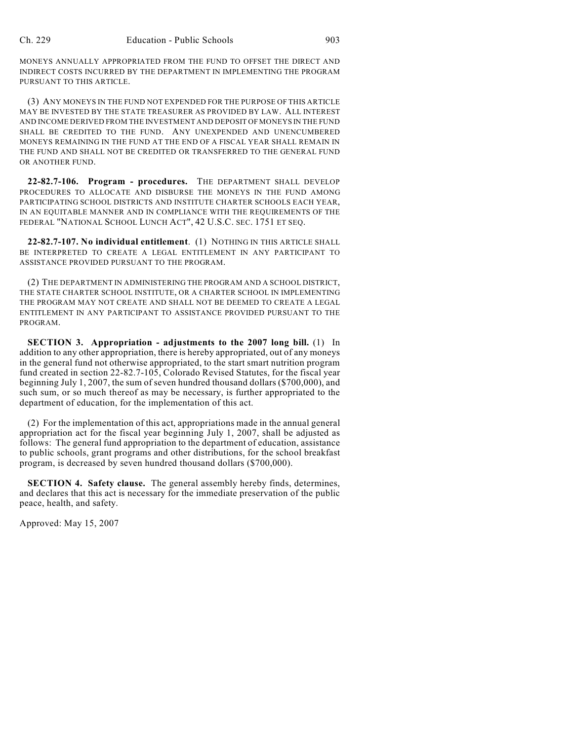MONEYS ANNUALLY APPROPRIATED FROM THE FUND TO OFFSET THE DIRECT AND INDIRECT COSTS INCURRED BY THE DEPARTMENT IN IMPLEMENTING THE PROGRAM PURSUANT TO THIS ARTICLE.

(3) ANY MONEYS IN THE FUND NOT EXPENDED FOR THE PURPOSE OF THIS ARTICLE MAY BE INVESTED BY THE STATE TREASURER AS PROVIDED BY LAW. ALL INTEREST AND INCOME DERIVED FROM THE INVESTMENT AND DEPOSIT OF MONEYS IN THE FUND SHALL BE CREDITED TO THE FUND. ANY UNEXPENDED AND UNENCUMBERED MONEYS REMAINING IN THE FUND AT THE END OF A FISCAL YEAR SHALL REMAIN IN THE FUND AND SHALL NOT BE CREDITED OR TRANSFERRED TO THE GENERAL FUND OR ANOTHER FUND.

**22-82.7-106. Program - procedures.** THE DEPARTMENT SHALL DEVELOP PROCEDURES TO ALLOCATE AND DISBURSE THE MONEYS IN THE FUND AMONG PARTICIPATING SCHOOL DISTRICTS AND INSTITUTE CHARTER SCHOOLS EACH YEAR, IN AN EQUITABLE MANNER AND IN COMPLIANCE WITH THE REQUIREMENTS OF THE FEDERAL "NATIONAL SCHOOL LUNCH ACT", 42 U.S.C. SEC. 1751 ET SEQ.

**22-82.7-107. No individual entitlement**. (1) NOTHING IN THIS ARTICLE SHALL BE INTERPRETED TO CREATE A LEGAL ENTITLEMENT IN ANY PARTICIPANT TO ASSISTANCE PROVIDED PURSUANT TO THE PROGRAM.

(2) THE DEPARTMENT IN ADMINISTERING THE PROGRAM AND A SCHOOL DISTRICT, THE STATE CHARTER SCHOOL INSTITUTE, OR A CHARTER SCHOOL IN IMPLEMENTING THE PROGRAM MAY NOT CREATE AND SHALL NOT BE DEEMED TO CREATE A LEGAL ENTITLEMENT IN ANY PARTICIPANT TO ASSISTANCE PROVIDED PURSUANT TO THE PROGRAM.

**SECTION 3. Appropriation - adjustments to the 2007 long bill.** (1) In addition to any other appropriation, there is hereby appropriated, out of any moneys in the general fund not otherwise appropriated, to the start smart nutrition program fund created in section 22-82.7-105, Colorado Revised Statutes, for the fiscal year beginning July 1, 2007, the sum of seven hundred thousand dollars ($700,000), and such sum, or so much thereof as may be necessary, is further appropriated to the department of education, for the implementation of this act.

(2) For the implementation of this act, appropriations made in the annual general appropriation act for the fiscal year beginning July 1, 2007, shall be adjusted as follows: The general fund appropriation to the department of education, assistance to public schools, grant programs and other distributions, for the school breakfast program, is decreased by seven hundred thousand dollars ($700,000).

**SECTION 4. Safety clause.** The general assembly hereby finds, determines, and declares that this act is necessary for the immediate preservation of the public peace, health, and safety.

Approved: May 15, 2007